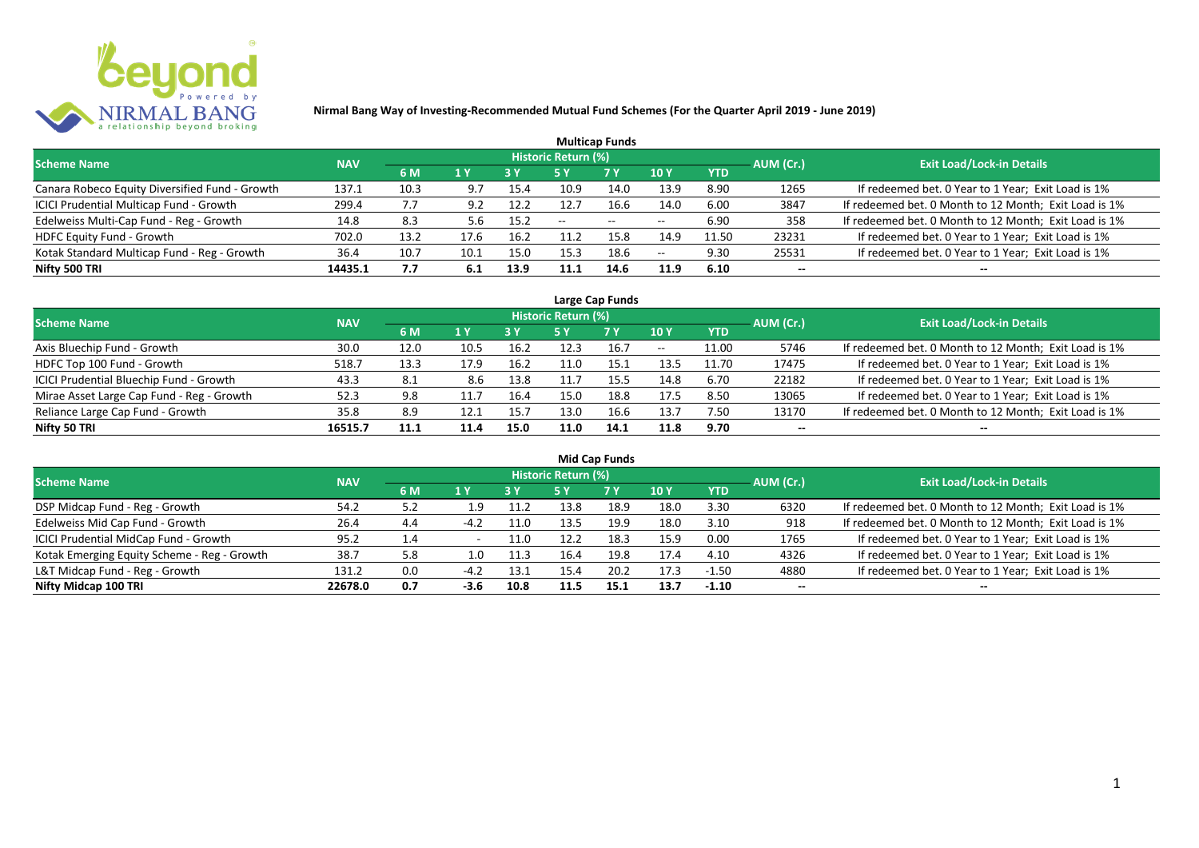# Nirmal Bang Way of Investing-Recommended Mutual Fund Schemes (For the Quarter April 2019 - June 2019)

## Multicap Funds

| Scheme Name | NAV | Historic Return (%) | | | | | | | AUM (Cr.) | Exit Load/Lock-in Details |
|---|---|---|---|---|---|---|---|---|---|---|
| | | 6 M | 1 Y | 3 Y | 5 Y | 7 Y | 10 Y | YTD | | |
| Canara Robeco Equity Diversified Fund - Growth | 137.1 | 10.3 | 9.7 | 15.4 | 10.9 | 14.0 | 13.9 | 8.90 | 1265 | If redeemed bet. 0 Year to 1 Year; Exit Load is 1% |
| ICICI Prudential Multicap Fund - Growth | 299.4 | 7.7 | 9.2 | 12.2 | 12.7 | 16.6 | 14.0 | 6.00 | 3847 | If redeemed bet. 0 Month to 12 Month; Exit Load is 1% |
| Edelweiss Multi-Cap Fund - Reg - Growth | 14.8 | 8.3 | 5.6 | 15.2 | -- | -- | -- | 6.90 | 358 | If redeemed bet. 0 Month to 12 Month; Exit Load is 1% |
| HDFC Equity Fund - Growth | 702.0 | 13.2 | 17.6 | 16.2 | 11.2 | 15.8 | 14.9 | 11.50 | 23231 | If redeemed bet. 0 Year to 1 Year; Exit Load is 1% |
| Kotak Standard Multicap Fund - Reg - Growth | 36.4 | 10.7 | 10.1 | 15.0 | 15.3 | 18.6 | -- | 9.30 | 25531 | If redeemed bet. 0 Year to 1 Year; Exit Load is 1% |
| **Nifty 500 TRI** | **14435.1** | **7.7** | **6.1** | **13.9** | **11.1** | **14.6** | **11.9** | **6.10** | **--** | **--** |

## Large Cap Funds

| Scheme Name | NAV | Historic Return (%) | | | | | | | AUM (Cr.) | Exit Load/Lock-in Details |
|---|---|---|---|---|---|---|---|---|---|---|
| | | 6 M | 1 Y | 3 Y | 5 Y | 7 Y | 10 Y | YTD | | |
| Axis Bluechip Fund - Growth | 30.0 | 12.0 | 10.5 | 16.2 | 12.3 | 16.7 | -- | 11.00 | 5746 | If redeemed bet. 0 Month to 12 Month; Exit Load is 1% |
| HDFC Top 100 Fund - Growth | 518.7 | 13.3 | 17.9 | 16.2 | 11.0 | 15.1 | 13.5 | 11.70 | 17475 | If redeemed bet. 0 Year to 1 Year; Exit Load is 1% |
| ICICI Prudential Bluechip Fund - Growth | 43.3 | 8.1 | 8.6 | 13.8 | 11.7 | 15.5 | 14.8 | 6.70 | 22182 | If redeemed bet. 0 Year to 1 Year; Exit Load is 1% |
| Mirae Asset Large Cap Fund - Reg - Growth | 52.3 | 9.8 | 11.7 | 16.4 | 15.0 | 18.8 | 17.5 | 8.50 | 13065 | If redeemed bet. 0 Year to 1 Year; Exit Load is 1% |
| Reliance Large Cap Fund - Growth | 35.8 | 8.9 | 12.1 | 15.7 | 13.0 | 16.6 | 13.7 | 7.50 | 13170 | If redeemed bet. 0 Month to 12 Month; Exit Load is 1% |
| **Nifty 50 TRI** | **16515.7** | **11.1** | **11.4** | **15.0** | **11.0** | **14.1** | **11.8** | **9.70** | **--** | **--** |

## Mid Cap Funds

| Scheme Name | NAV | Historic Return (%) | | | | | | | AUM (Cr.) | Exit Load/Lock-in Details |
|---|---|---|---|---|---|---|---|---|---|---|
| | | 6 M | 1 Y | 3 Y | 5 Y | 7 Y | 10 Y | YTD | | |
| DSP Midcap Fund - Reg - Growth | 54.2 | 5.2 | 1.9 | 11.2 | 13.8 | 18.9 | 18.0 | 3.30 | 6320 | If redeemed bet. 0 Month to 12 Month; Exit Load is 1% |
| Edelweiss Mid Cap Fund - Growth | 26.4 | 4.4 | -4.2 | 11.0 | 13.5 | 19.9 | 18.0 | 3.10 | 918 | If redeemed bet. 0 Month to 12 Month; Exit Load is 1% |
| ICICI Prudential MidCap Fund - Growth | 95.2 | 1.4 | - | 11.0 | 12.2 | 18.3 | 15.9 | 0.00 | 1765 | If redeemed bet. 0 Year to 1 Year; Exit Load is 1% |
| Kotak Emerging Equity Scheme - Reg - Growth | 38.7 | 5.8 | 1.0 | 11.3 | 16.4 | 19.8 | 17.4 | 4.10 | 4326 | If redeemed bet. 0 Year to 1 Year; Exit Load is 1% |
| L&T Midcap Fund - Reg - Growth | 131.2 | 0.0 | -4.2 | 13.1 | 15.4 | 20.2 | 17.3 | -1.50 | 4880 | If redeemed bet. 0 Year to 1 Year; Exit Load is 1% |
| **Nifty Midcap 100 TRI** | **22678.0** | **0.7** | **-3.6** | **10.8** | **11.5** | **15.1** | **13.7** | **-1.10** | **--** | **--** |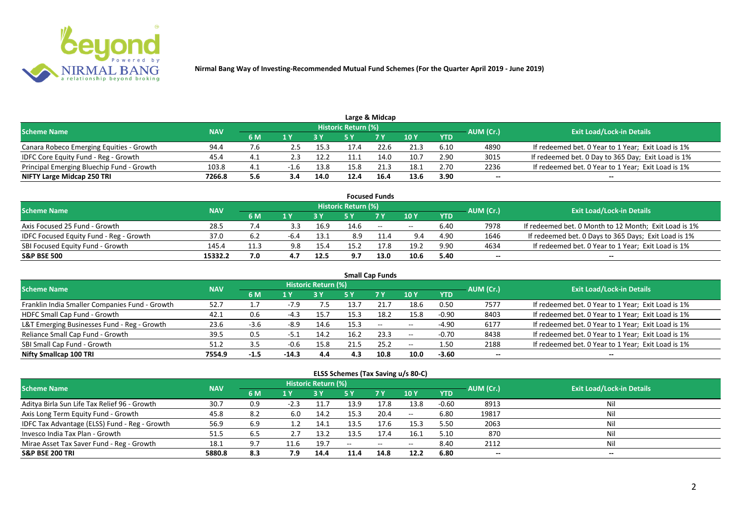**Nirmal Bang Way of Investing-Recommended Mutual Fund Schemes (For the Quarter April 2019 - June 2019)**

## Large & Midcap

| Scheme Name | NAV | Historic Return (%) | | | | | | | AUM (Cr.) | Exit Load/Lock-in Details |
|---|---|---|---|---|---|---|---|---|---|---|
| | | 6 M | 1 Y | 3 Y | 5 Y | 7 Y | 10 Y | YTD | | |
| Canara Robeco Emerging Equities - Growth | 94.4 | 7.6 | 2.5 | 15.3 | 17.4 | 22.6 | 21.3 | 6.10 | 4890 | If redeemed bet. 0 Year to 1 Year; Exit Load is 1% |
| IDFC Core Equity Fund - Reg - Growth | 45.4 | 4.1 | 2.3 | 12.2 | 11.1 | 14.0 | 10.7 | 2.90 | 3015 | If redeemed bet. 0 Day to 365 Day; Exit Load is 1% |
| Principal Emerging Bluechip Fund - Growth | 103.8 | 4.1 | -1.6 | 13.8 | 15.8 | 21.3 | 18.1 | 2.70 | 2236 | If redeemed bet. 0 Year to 1 Year; Exit Load is 1% |
| **NIFTY Large Midcap 250 TRI** | **7266.8** | **5.6** | **3.4** | **14.0** | **12.4** | **16.4** | **13.6** | **3.90** | **--** | **--** |

## Focused Funds

| Scheme Name | NAV | Historic Return (%) | | | | | | | AUM (Cr.) | Exit Load/Lock-in Details |
|---|---|---|---|---|---|---|---|---|---|---|
| | | 6 M | 1 Y | 3 Y | 5 Y | 7 Y | 10 Y | YTD | | |
| Axis Focused 25 Fund - Growth | 28.5 | 7.4 | 3.3 | 16.9 | 14.6 | -- | -- | 6.40 | 7978 | If redeemed bet. 0 Month to 12 Month; Exit Load is 1% |
| IDFC Focused Equity Fund - Reg - Growth | 37.0 | 6.2 | -6.4 | 13.1 | 8.9 | 11.4 | 9.4 | 4.90 | 1646 | If redeemed bet. 0 Days to 365 Days; Exit Load is 1% |
| SBI Focused Equity Fund - Growth | 145.4 | 11.3 | 9.8 | 15.4 | 15.2 | 17.8 | 19.2 | 9.90 | 4634 | If redeemed bet. 0 Year to 1 Year; Exit Load is 1% |
| **S&P BSE 500** | **15332.2** | **7.0** | **4.7** | **12.5** | **9.7** | **13.0** | **10.6** | **5.40** | **--** | **--** |

## Small Cap Funds

| Scheme Name | NAV | Historic Return (%) | | | | | | | AUM (Cr.) | Exit Load/Lock-in Details |
|---|---|---|---|---|---|---|---|---|---|---|
| | | 6 M | 1 Y | 3 Y | 5 Y | 7 Y | 10 Y | YTD | | |
| Franklin India Smaller Companies Fund - Growth | 52.7 | 1.7 | -7.9 | 7.5 | 13.7 | 21.7 | 18.6 | 0.50 | 7577 | If redeemed bet. 0 Year to 1 Year; Exit Load is 1% |
| HDFC Small Cap Fund - Growth | 42.1 | 0.6 | -4.3 | 15.7 | 15.3 | 18.2 | 15.8 | -0.90 | 8403 | If redeemed bet. 0 Year to 1 Year; Exit Load is 1% |
| L&T Emerging Businesses Fund - Reg - Growth | 23.6 | -3.6 | -8.9 | 14.6 | 15.3 | -- | -- | -4.90 | 6177 | If redeemed bet. 0 Year to 1 Year; Exit Load is 1% |
| Reliance Small Cap Fund - Growth | 39.5 | 0.5 | -5.1 | 14.2 | 16.2 | 23.3 | -- | -0.70 | 8438 | If redeemed bet. 0 Year to 1 Year; Exit Load is 1% |
| SBI Small Cap Fund - Growth | 51.2 | 3.5 | -0.6 | 15.8 | 21.5 | 25.2 | -- | 1.50 | 2188 | If redeemed bet. 0 Year to 1 Year; Exit Load is 1% |
| **Nifty Smallcap 100 TRI** | **7554.9** | **-1.5** | **-14.3** | **4.4** | **4.3** | **10.8** | **10.0** | **-3.60** | **--** | **--** |

## ELSS Schemes (Tax Saving u/s 80-C)

| Scheme Name | NAV | Historic Return (%) | | | | | | | AUM (Cr.) | Exit Load/Lock-in Details |
|---|---|---|---|---|---|---|---|---|---|---|
| | | 6 M | 1 Y | 3 Y | 5 Y | 7 Y | 10 Y | YTD | | |
| Aditya Birla Sun Life Tax Relief 96 - Growth | 30.7 | 0.9 | -2.3 | 11.7 | 13.9 | 17.8 | 13.8 | -0.60 | 8913 | Nil |
| Axis Long Term Equity Fund - Growth | 45.8 | 8.2 | 6.0 | 14.2 | 15.3 | 20.4 | -- | 6.80 | 19817 | Nil |
| IDFC Tax Advantage (ELSS) Fund - Reg - Growth | 56.9 | 6.9 | 1.2 | 14.1 | 13.5 | 17.6 | 15.3 | 5.50 | 2063 | Nil |
| Invesco India Tax Plan - Growth | 51.5 | 6.5 | 2.7 | 13.2 | 13.5 | 17.4 | 16.1 | 5.10 | 870 | Nil |
| Mirae Asset Tax Saver Fund - Reg - Growth | 18.1 | 9.7 | 11.6 | 19.7 | -- | -- | -- | 8.40 | 2112 | Nil |
| **S&P BSE 200 TRI** | **5880.8** | **8.3** | **7.9** | **14.4** | **11.4** | **14.8** | **12.2** | **6.80** | **--** | **--** |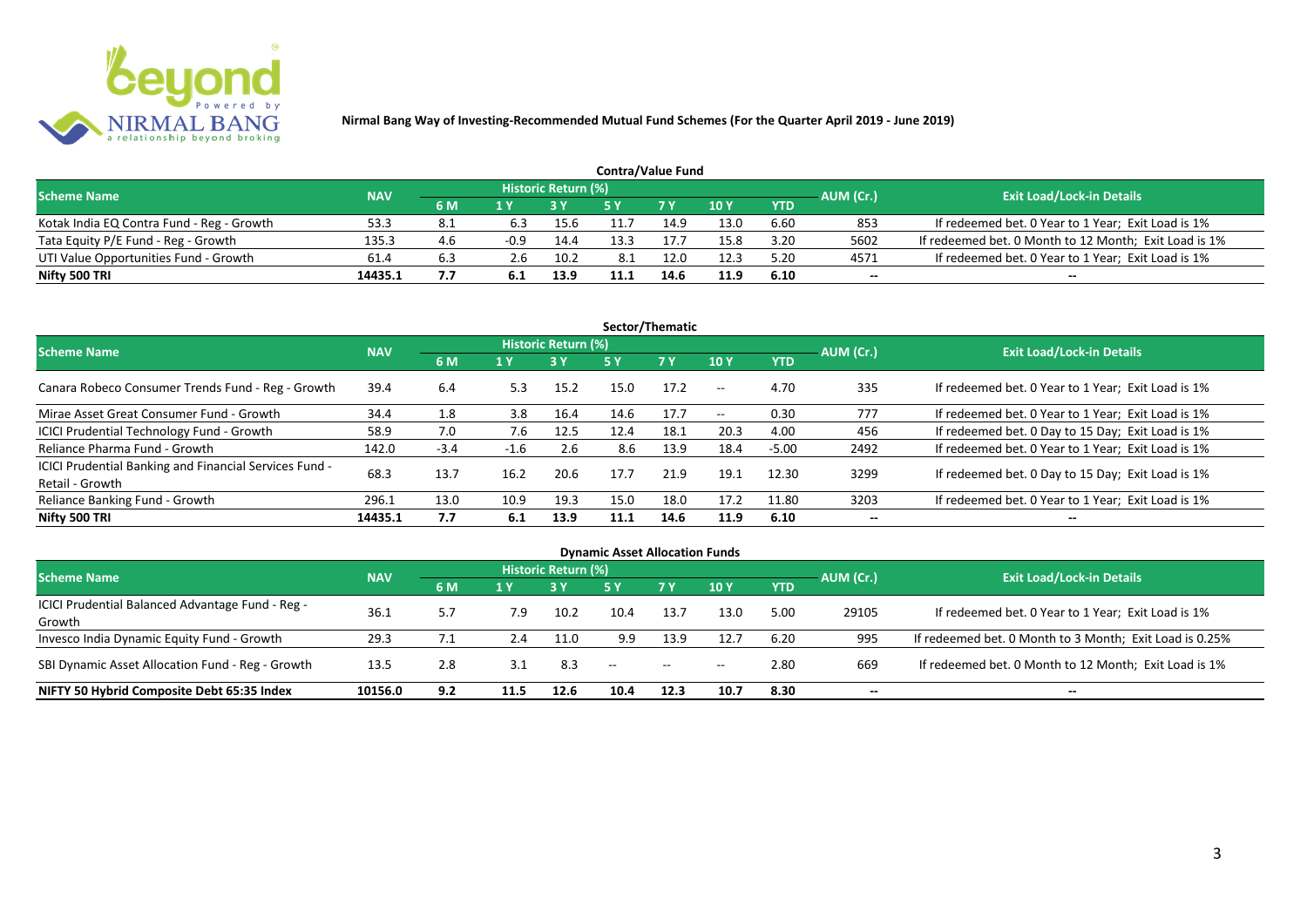**Nirmal Bang Way of Investing-Recommended Mutual Fund Schemes (For the Quarter April 2019 - June 2019)**

## Contra/Value Fund

| Scheme Name | NAV | Historic Return (%) | | | | | | | AUM (Cr.) | Exit Load/Lock-in Details |
|---|---|---|---|---|---|---|---|---|---|---|
| | | 6 M | 1 Y | 3 Y | 5 Y | 7 Y | 10 Y | YTD | | |
| Kotak India EQ Contra Fund - Reg - Growth | 53.3 | 8.1 | 6.3 | 15.6 | 11.7 | 14.9 | 13.0 | 6.60 | 853 | If redeemed bet. 0 Year to 1 Year; Exit Load is 1% |
| Tata Equity P/E Fund - Reg - Growth | 135.3 | 4.6 | -0.9 | 14.4 | 13.3 | 17.7 | 15.8 | 3.20 | 5602 | If redeemed bet. 0 Month to 12 Month; Exit Load is 1% |
| UTI Value Opportunities Fund - Growth | 61.4 | 6.3 | 2.6 | 10.2 | 8.1 | 12.0 | 12.3 | 5.20 | 4571 | If redeemed bet. 0 Year to 1 Year; Exit Load is 1% |
| **Nifty 500 TRI** | **14435.1** | **7.7** | **6.1** | **13.9** | **11.1** | **14.6** | **11.9** | **6.10** | **--** | **--** |

## Sector/Thematic

| Scheme Name | NAV | Historic Return (%) | | | | | | | AUM (Cr.) | Exit Load/Lock-in Details |
|---|---|---|---|---|---|---|---|---|---|---|
| | | 6 M | 1 Y | 3 Y | 5 Y | 7 Y | 10 Y | YTD | | |
| Canara Robeco Consumer Trends Fund - Reg - Growth | 39.4 | 6.4 | 5.3 | 15.2 | 15.0 | 17.2 | -- | 4.70 | 335 | If redeemed bet. 0 Year to 1 Year; Exit Load is 1% |
| Mirae Asset Great Consumer Fund - Growth | 34.4 | 1.8 | 3.8 | 16.4 | 14.6 | 17.7 | -- | 0.30 | 777 | If redeemed bet. 0 Year to 1 Year; Exit Load is 1% |
| ICICI Prudential Technology Fund - Growth | 58.9 | 7.0 | 7.6 | 12.5 | 12.4 | 18.1 | 20.3 | 4.00 | 456 | If redeemed bet. 0 Day to 15 Day; Exit Load is 1% |
| Reliance Pharma Fund - Growth | 142.0 | -3.4 | -1.6 | 2.6 | 8.6 | 13.9 | 18.4 | -5.00 | 2492 | If redeemed bet. 0 Year to 1 Year; Exit Load is 1% |
| ICICI Prudential Banking and Financial Services Fund - Retail - Growth | 68.3 | 13.7 | 16.2 | 20.6 | 17.7 | 21.9 | 19.1 | 12.30 | 3299 | If redeemed bet. 0 Day to 15 Day; Exit Load is 1% |
| Reliance Banking Fund - Growth | 296.1 | 13.0 | 10.9 | 19.3 | 15.0 | 18.0 | 17.2 | 11.80 | 3203 | If redeemed bet. 0 Year to 1 Year; Exit Load is 1% |
| **Nifty 500 TRI** | **14435.1** | **7.7** | **6.1** | **13.9** | **11.1** | **14.6** | **11.9** | **6.10** | **--** | **--** |

## Dynamic Asset Allocation Funds

| Scheme Name | NAV | Historic Return (%) | | | | | | | AUM (Cr.) | Exit Load/Lock-in Details |
|---|---|---|---|---|---|---|---|---|---|---|
| | | 6 M | 1 Y | 3 Y | 5 Y | 7 Y | 10 Y | YTD | | |
| ICICI Prudential Balanced Advantage Fund - Reg - Growth | 36.1 | 5.7 | 7.9 | 10.2 | 10.4 | 13.7 | 13.0 | 5.00 | 29105 | If redeemed bet. 0 Year to 1 Year; Exit Load is 1% |
| Invesco India Dynamic Equity Fund - Growth | 29.3 | 7.1 | 2.4 | 11.0 | 9.9 | 13.9 | 12.7 | 6.20 | 995 | If redeemed bet. 0 Month to 3 Month; Exit Load is 0.25% |
| SBI Dynamic Asset Allocation Fund - Reg - Growth | 13.5 | 2.8 | 3.1 | 8.3 | -- | -- | -- | 2.80 | 669 | If redeemed bet. 0 Month to 12 Month; Exit Load is 1% |
| **NIFTY 50 Hybrid Composite Debt 65:35 Index** | **10156.0** | **9.2** | **11.5** | **12.6** | **10.4** | **12.3** | **10.7** | **8.30** | **--** | **--** |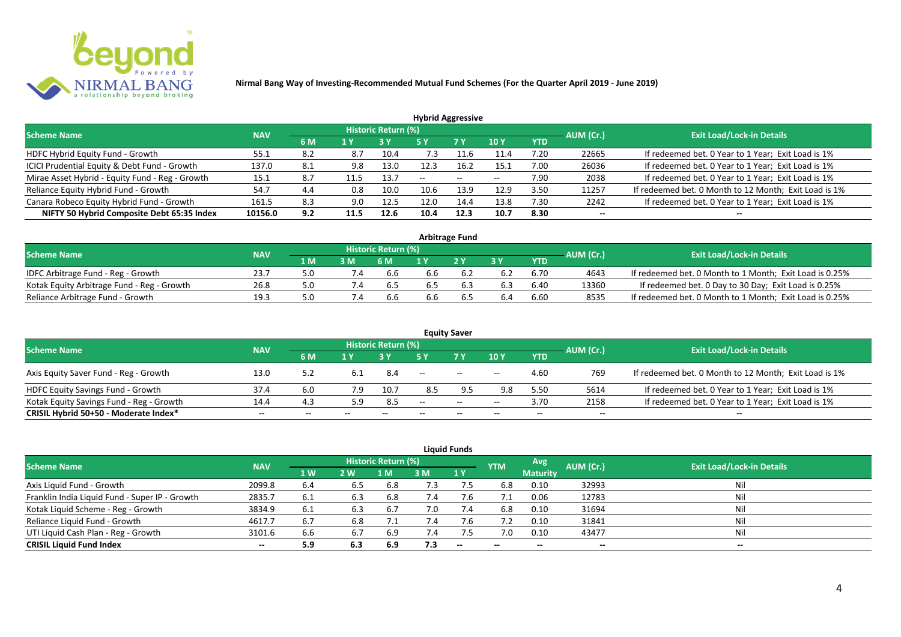**Nirmal Bang Way of Investing-Recommended Mutual Fund Schemes (For the Quarter April 2019 - June 2019)**

## Hybrid Aggressive

| Scheme Name | NAV | Historic Return (%) | | | | | | | AUM (Cr.) | Exit Load/Lock-in Details |
|---|---|---|---|---|---|---|---|---|---|---|
| | | 6 M | 1 Y | 3 Y | 5 Y | 7 Y | 10 Y | YTD | | |
| HDFC Hybrid Equity Fund - Growth | 55.1 | 8.2 | 8.7 | 10.4 | 7.3 | 11.6 | 11.4 | 7.20 | 22665 | If redeemed bet. 0 Year to 1 Year; Exit Load is 1% |
| ICICI Prudential Equity & Debt Fund - Growth | 137.0 | 8.1 | 9.8 | 13.0 | 12.3 | 16.2 | 15.1 | 7.00 | 26036 | If redeemed bet. 0 Year to 1 Year; Exit Load is 1% |
| Mirae Asset Hybrid - Equity Fund - Reg - Growth | 15.1 | 8.7 | 11.5 | 13.7 | -- | -- | -- | 7.90 | 2038 | If redeemed bet. 0 Year to 1 Year; Exit Load is 1% |
| Reliance Equity Hybrid Fund - Growth | 54.7 | 4.4 | 0.8 | 10.0 | 10.6 | 13.9 | 12.9 | 3.50 | 11257 | If redeemed bet. 0 Month to 12 Month; Exit Load is 1% |
| Canara Robeco Equity Hybrid Fund - Growth | 161.5 | 8.3 | 9.0 | 12.5 | 12.0 | 14.4 | 13.8 | 7.30 | 2242 | If redeemed bet. 0 Year to 1 Year; Exit Load is 1% |
| **NIFTY 50 Hybrid Composite Debt 65:35 Index** | **10156.0** | **9.2** | **11.5** | **12.6** | **10.4** | **12.3** | **10.7** | **8.30** | **--** | **--** |

## Arbitrage Fund

| Scheme Name | NAV | Historic Return (%) | | | | | | | AUM (Cr.) | Exit Load/Lock-in Details |
|---|---|---|---|---|---|---|---|---|---|---|
| | | 1 M | 3 M | 6 M | 1 Y | 2 Y | 3 Y | YTD | | |
| IDFC Arbitrage Fund - Reg - Growth | 23.7 | 5.0 | 7.4 | 6.6 | 6.6 | 6.2 | 6.2 | 6.70 | 4643 | If redeemed bet. 0 Month to 1 Month; Exit Load is 0.25% |
| Kotak Equity Arbitrage Fund - Reg - Growth | 26.8 | 5.0 | 7.4 | 6.5 | 6.5 | 6.3 | 6.3 | 6.40 | 13360 | If redeemed bet. 0 Day to 30 Day; Exit Load is 0.25% |
| Reliance Arbitrage Fund - Growth | 19.3 | 5.0 | 7.4 | 6.6 | 6.6 | 6.5 | 6.4 | 6.60 | 8535 | If redeemed bet. 0 Month to 1 Month; Exit Load is 0.25% |

## Equity Saver

| Scheme Name | NAV | Historic Return (%) | | | | | | | AUM (Cr.) | Exit Load/Lock-in Details |
|---|---|---|---|---|---|---|---|---|---|---|
| | | 6 M | 1 Y | 3 Y | 5 Y | 7 Y | 10 Y | YTD | | |
| Axis Equity Saver Fund - Reg - Growth | 13.0 | 5.2 | 6.1 | 8.4 | -- | -- | -- | 4.60 | 769 | If redeemed bet. 0 Month to 12 Month; Exit Load is 1% |
| HDFC Equity Savings Fund - Growth | 37.4 | 6.0 | 7.9 | 10.7 | 8.5 | 9.5 | 9.8 | 5.50 | 5614 | If redeemed bet. 0 Year to 1 Year; Exit Load is 1% |
| Kotak Equity Savings Fund - Reg - Growth | 14.4 | 4.3 | 5.9 | 8.5 | -- | -- | -- | 3.70 | 2158 | If redeemed bet. 0 Year to 1 Year; Exit Load is 1% |
| **CRISIL Hybrid 50+50 - Moderate Index*** | **--** | **--** | **--** | **--** | **--** | **--** | **--** | **--** | **--** | **--** |

## Liquid Funds

| Scheme Name | NAV | Historic Return (%) | | | | | YTM | Avg Maturity | AUM (Cr.) | Exit Load/Lock-in Details |
|---|---|---|---|---|---|---|---|---|---|---|
| | | 1 W | 2 W | 1 M | 3 M | 1 Y | | | | |
| Axis Liquid Fund - Growth | 2099.8 | 6.4 | 6.5 | 6.8 | 7.3 | 7.5 | 6.8 | 0.10 | 32993 | Nil |
| Franklin India Liquid Fund - Super IP - Growth | 2835.7 | 6.1 | 6.3 | 6.8 | 7.4 | 7.6 | 7.1 | 0.06 | 12783 | Nil |
| Kotak Liquid Scheme - Reg - Growth | 3834.9 | 6.1 | 6.3 | 6.7 | 7.0 | 7.4 | 6.8 | 0.10 | 31694 | Nil |
| Reliance Liquid Fund - Growth | 4617.7 | 6.7 | 6.8 | 7.1 | 7.4 | 7.6 | 7.2 | 0.10 | 31841 | Nil |
| UTI Liquid Cash Plan - Reg - Growth | 3101.6 | 6.6 | 6.7 | 6.9 | 7.4 | 7.5 | 7.0 | 0.10 | 43477 | Nil |
| **CRISIL Liquid Fund Index** | **--** | **5.9** | **6.3** | **6.9** | **7.3** | **--** | **--** | **--** | **--** | **--** |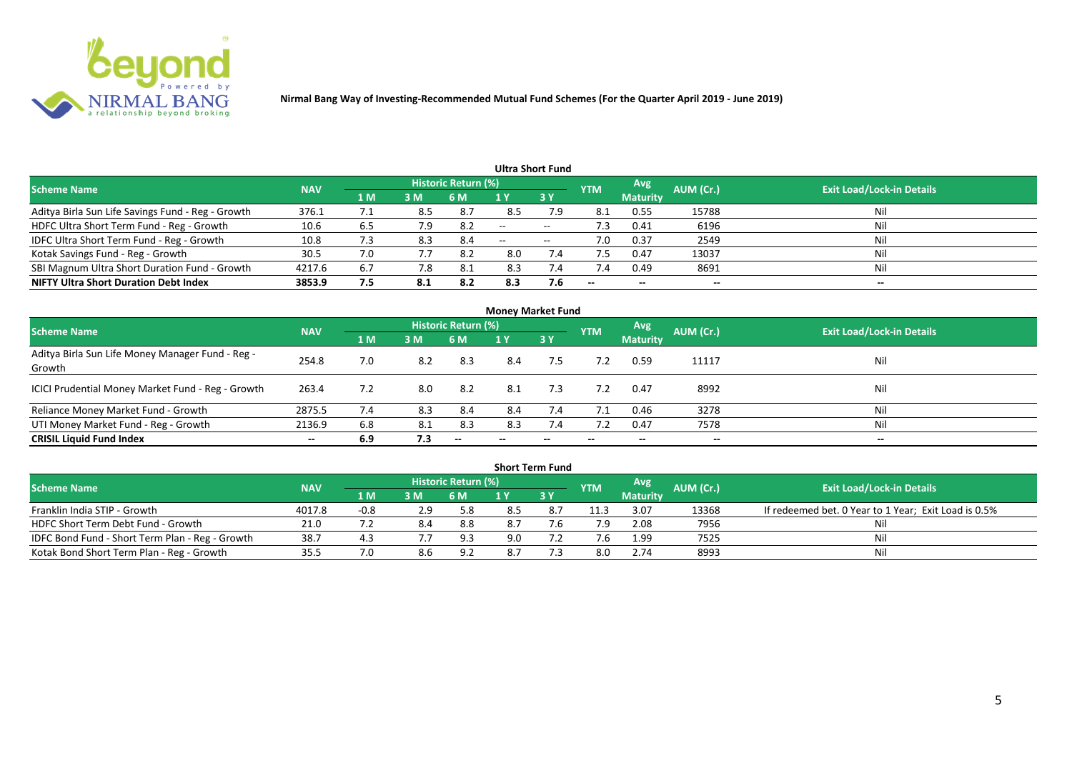# Nirmal Bang Way of Investing-Recommended Mutual Fund Schemes (For the Quarter April 2019 - June 2019)

## Ultra Short Fund

| Scheme Name | NAV | Historic Return (%) | | | | | YTM | Avg Maturity | AUM (Cr.) | Exit Load/Lock-in Details |
|---|---|---|---|---|---|---|---|---|---|---|
| | | 1 M | 3 M | 6 M | 1 Y | 3 Y | | | | |
| Aditya Birla Sun Life Savings Fund - Reg - Growth | 376.1 | 7.1 | 8.5 | 8.7 | 8.5 | 7.9 | 8.1 | 0.55 | 15788 | Nil |
| HDFC Ultra Short Term Fund - Reg - Growth | 10.6 | 6.5 | 7.9 | 8.2 | -- | -- | 7.3 | 0.41 | 6196 | Nil |
| IDFC Ultra Short Term Fund - Reg - Growth | 10.8 | 7.3 | 8.3 | 8.4 | -- | -- | 7.0 | 0.37 | 2549 | Nil |
| Kotak Savings Fund - Reg - Growth | 30.5 | 7.0 | 7.7 | 8.2 | 8.0 | 7.4 | 7.5 | 0.47 | 13037 | Nil |
| SBI Magnum Ultra Short Duration Fund - Growth | 4217.6 | 6.7 | 7.8 | 8.1 | 8.3 | 7.4 | 7.4 | 0.49 | 8691 | Nil |
| **NIFTY Ultra Short Duration Debt Index** | **3853.9** | **7.5** | **8.1** | **8.2** | **8.3** | **7.6** | **--** | **--** | **--** | **--** |

## Money Market Fund

| Scheme Name | NAV | Historic Return (%) | | | | | YTM | Avg Maturity | AUM (Cr.) | Exit Load/Lock-in Details |
|---|---|---|---|---|---|---|---|---|---|---|
| | | 1 M | 3 M | 6 M | 1 Y | 3 Y | | | | |
| Aditya Birla Sun Life Money Manager Fund - Reg - Growth | 254.8 | 7.0 | 8.2 | 8.3 | 8.4 | 7.5 | 7.2 | 0.59 | 11117 | Nil |
| ICICI Prudential Money Market Fund - Reg - Growth | 263.4 | 7.2 | 8.0 | 8.2 | 8.1 | 7.3 | 7.2 | 0.47 | 8992 | Nil |
| Reliance Money Market Fund - Growth | 2875.5 | 7.4 | 8.3 | 8.4 | 8.4 | 7.4 | 7.1 | 0.46 | 3278 | Nil |
| UTI Money Market Fund - Reg - Growth | 2136.9 | 6.8 | 8.1 | 8.3 | 8.3 | 7.4 | 7.2 | 0.47 | 7578 | Nil |
| **CRISIL Liquid Fund Index** | **--** | **6.9** | **7.3** | **--** | **--** | **--** | **--** | **--** | **--** | **--** |

## Short Term Fund

| Scheme Name | NAV | Historic Return (%) | | | | | YTM | Avg Maturity | AUM (Cr.) | Exit Load/Lock-in Details |
|---|---|---|---|---|---|---|---|---|---|---|
| | | 1 M | 3 M | 6 M | 1 Y | 3 Y | | | | |
| Franklin India STIP - Growth | 4017.8 | -0.8 | 2.9 | 5.8 | 8.5 | 8.7 | 11.3 | 3.07 | 13368 | If redeemed bet. 0 Year to 1 Year; Exit Load is 0.5% |
| HDFC Short Term Debt Fund - Growth | 21.0 | 7.2 | 8.4 | 8.8 | 8.7 | 7.6 | 7.9 | 2.08 | 7956 | Nil |
| IDFC Bond Fund - Short Term Plan - Reg - Growth | 38.7 | 4.3 | 7.7 | 9.3 | 9.0 | 7.2 | 7.6 | 1.99 | 7525 | Nil |
| Kotak Bond Short Term Plan - Reg - Growth | 35.5 | 7.0 | 8.6 | 9.2 | 8.7 | 7.3 | 8.0 | 2.74 | 8993 | Nil |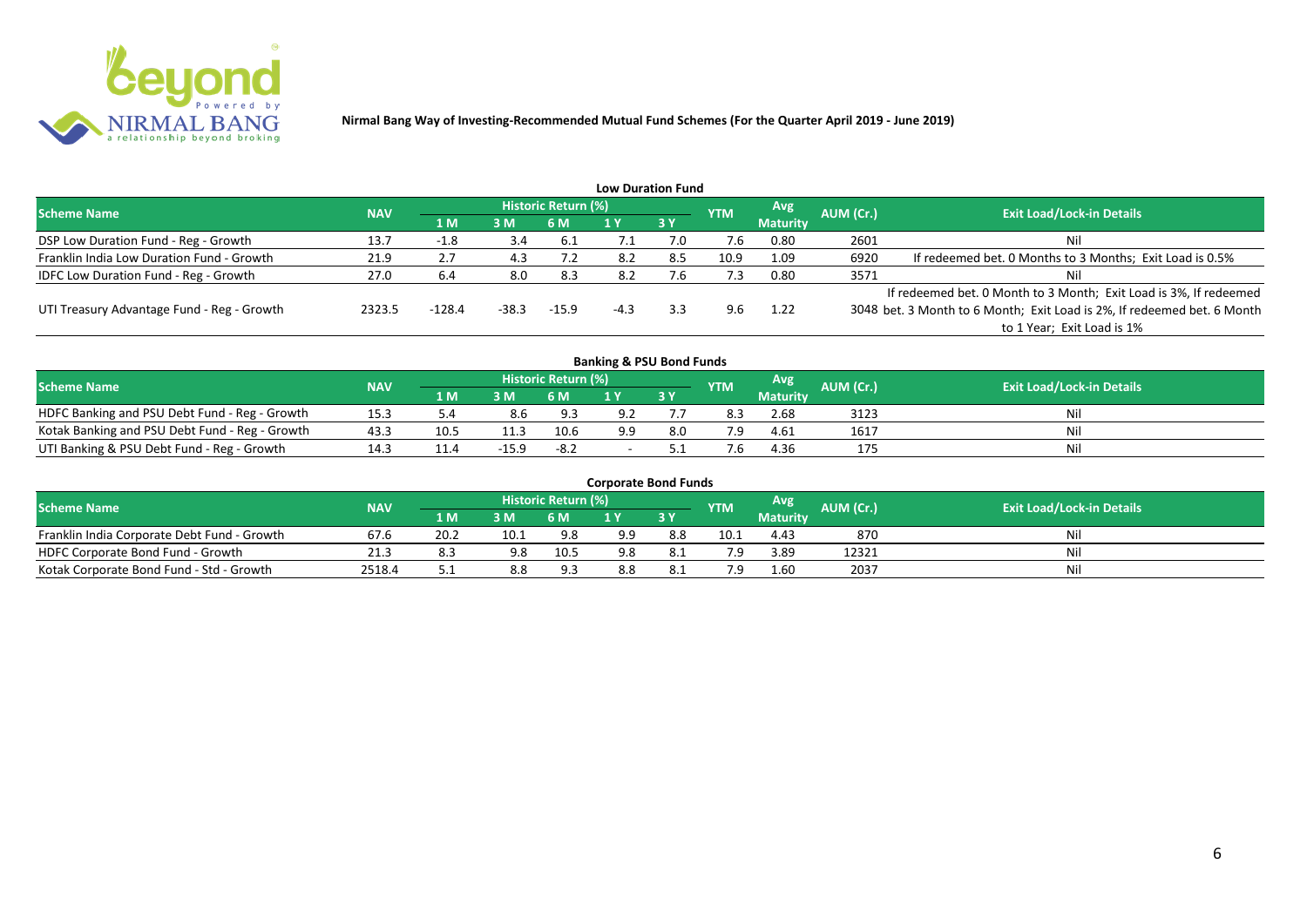**Nirmal Bang Way of Investing-Recommended Mutual Fund Schemes (For the Quarter April 2019 - June 2019)**

## Low Duration Fund

| Scheme Name | NAV | Historic Return (%) | | | | | YTM | Avg Maturity | AUM (Cr.) | Exit Load/Lock-in Details |
|---|---|---|---|---|---|---|---|---|---|---|
| | | 1 M | 3 M | 6 M | 1 Y | 3 Y | | | | |
| DSP Low Duration Fund - Reg - Growth | 13.7 | -1.8 | 3.4 | 6.1 | 7.1 | 7.0 | 7.6 | 0.80 | 2601 | Nil |
| Franklin India Low Duration Fund - Growth | 21.9 | 2.7 | 4.3 | 7.2 | 8.2 | 8.5 | 10.9 | 1.09 | 6920 | If redeemed bet. 0 Months to 3 Months; Exit Load is 0.5% |
| IDFC Low Duration Fund - Reg - Growth | 27.0 | 6.4 | 8.0 | 8.3 | 8.2 | 7.6 | 7.3 | 0.80 | 3571 | Nil |
| UTI Treasury Advantage Fund - Reg - Growth | 2323.5 | -128.4 | -38.3 | -15.9 | -4.3 | 3.3 | 9.6 | 1.22 | 3048 | If redeemed bet. 0 Month to 3 Month; Exit Load is 3%, If redeemed bet. 3 Month to 6 Month; Exit Load is 2%, If redeemed bet. 6 Month to 1 Year; Exit Load is 1% |

## Banking & PSU Bond Funds

| Scheme Name | NAV | Historic Return (%) | | | | | YTM | Avg Maturity | AUM (Cr.) | Exit Load/Lock-in Details |
|---|---|---|---|---|---|---|---|---|---|---|
| | | 1 M | 3 M | 6 M | 1 Y | 3 Y | | | | |
| HDFC Banking and PSU Debt Fund - Reg - Growth | 15.3 | 5.4 | 8.6 | 9.3 | 9.2 | 7.7 | 8.3 | 2.68 | 3123 | Nil |
| Kotak Banking and PSU Debt Fund - Reg - Growth | 43.3 | 10.5 | 11.3 | 10.6 | 9.9 | 8.0 | 7.9 | 4.61 | 1617 | Nil |
| UTI Banking & PSU Debt Fund - Reg - Growth | 14.3 | 11.4 | -15.9 | -8.2 | - | 5.1 | 7.6 | 4.36 | 175 | Nil |

## Corporate Bond Funds

| Scheme Name | NAV | Historic Return (%) | | | | | YTM | Avg Maturity | AUM (Cr.) | Exit Load/Lock-in Details |
|---|---|---|---|---|---|---|---|---|---|---|
| | | 1 M | 3 M | 6 M | 1 Y | 3 Y | | | | |
| Franklin India Corporate Debt Fund - Growth | 67.6 | 20.2 | 10.1 | 9.8 | 9.9 | 8.8 | 10.1 | 4.43 | 870 | Nil |
| HDFC Corporate Bond Fund - Growth | 21.3 | 8.3 | 9.8 | 10.5 | 9.8 | 8.1 | 7.9 | 3.89 | 12321 | Nil |
| Kotak Corporate Bond Fund - Std - Growth | 2518.4 | 5.1 | 8.8 | 9.3 | 8.8 | 8.1 | 7.9 | 1.60 | 2037 | Nil |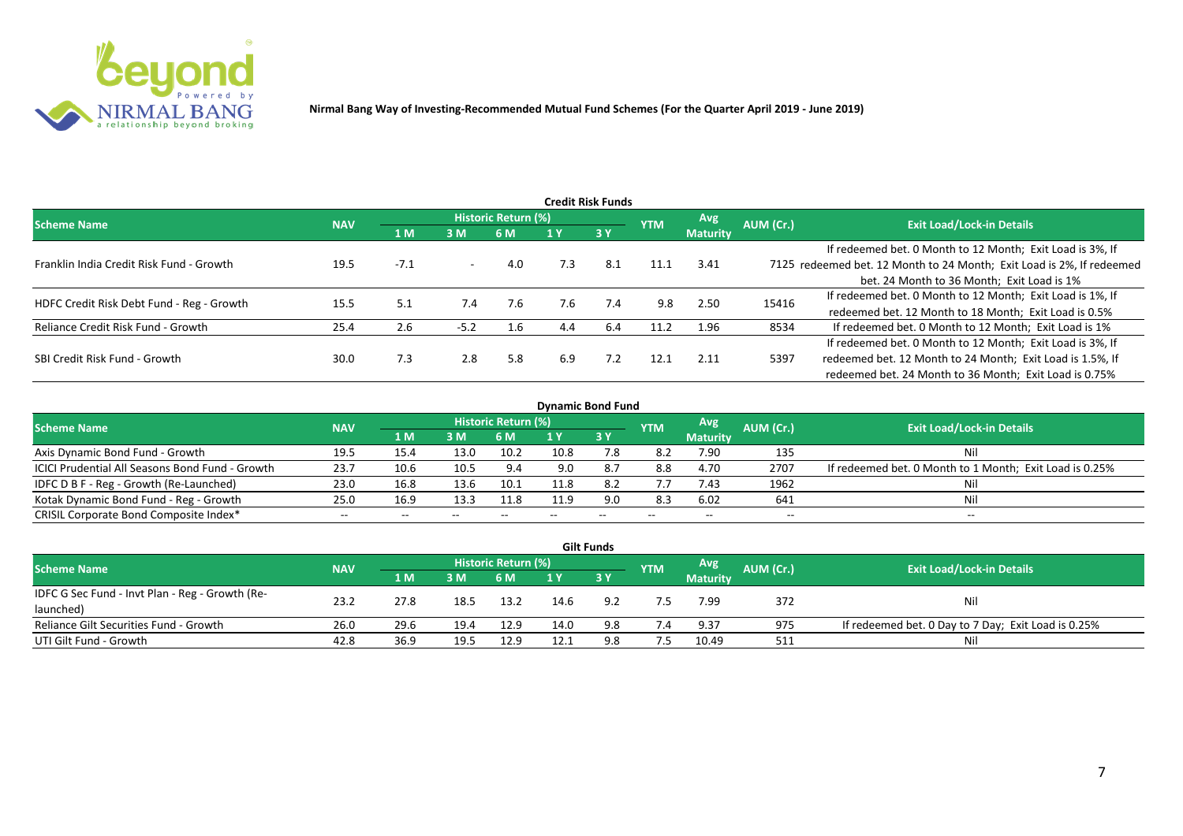**Nirmal Bang Way of Investing-Recommended Mutual Fund Schemes (For the Quarter April 2019 - June 2019)**

## Credit Risk Funds

| Scheme Name | NAV | Historic Return (%) | | | | | YTM | Avg Maturity | AUM (Cr.) | Exit Load/Lock-in Details |
|---|---|---|---|---|---|---|---|---|---|---|
| | | 1 M | 3 M | 6 M | 1 Y | 3 Y | | | | |
| Franklin India Credit Risk Fund - Growth | 19.5 | -7.1 | - | 4.0 | 7.3 | 8.1 | 11.1 | 3.41 | 7125 | If redeemed bet. 0 Month to 12 Month; Exit Load is 3%, If redeemed bet. 12 Month to 24 Month; Exit Load is 2%, If redeemed bet. 24 Month to 36 Month; Exit Load is 1% |
| HDFC Credit Risk Debt Fund - Reg - Growth | 15.5 | 5.1 | 7.4 | 7.6 | 7.6 | 7.4 | 9.8 | 2.50 | 15416 | If redeemed bet. 0 Month to 12 Month; Exit Load is 1%, If redeemed bet. 12 Month to 18 Month; Exit Load is 0.5% |
| Reliance Credit Risk Fund - Growth | 25.4 | 2.6 | -5.2 | 1.6 | 4.4 | 6.4 | 11.2 | 1.96 | 8534 | If redeemed bet. 0 Month to 12 Month; Exit Load is 1% |
| SBI Credit Risk Fund - Growth | 30.0 | 7.3 | 2.8 | 5.8 | 6.9 | 7.2 | 12.1 | 2.11 | 5397 | If redeemed bet. 0 Month to 12 Month; Exit Load is 3%, If redeemed bet. 12 Month to 24 Month; Exit Load is 1.5%, If redeemed bet. 24 Month to 36 Month; Exit Load is 0.75% |

## Dynamic Bond Fund

| Scheme Name | NAV | Historic Return (%) | | | | | YTM | Avg Maturity | AUM (Cr.) | Exit Load/Lock-in Details |
|---|---|---|---|---|---|---|---|---|---|---|
| | | 1 M | 3 M | 6 M | 1 Y | 3 Y | | | | |
| Axis Dynamic Bond Fund - Growth | 19.5 | 15.4 | 13.0 | 10.2 | 10.8 | 7.8 | 8.2 | 7.90 | 135 | Nil |
| ICICI Prudential All Seasons Bond Fund - Growth | 23.7 | 10.6 | 10.5 | 9.4 | 9.0 | 8.7 | 8.8 | 4.70 | 2707 | If redeemed bet. 0 Month to 1 Month; Exit Load is 0.25% |
| IDFC D B F - Reg - Growth (Re-Launched) | 23.0 | 16.8 | 13.6 | 10.1 | 11.8 | 8.2 | 7.7 | 7.43 | 1962 | Nil |
| Kotak Dynamic Bond Fund - Reg - Growth | 25.0 | 16.9 | 13.3 | 11.8 | 11.9 | 9.0 | 8.3 | 6.02 | 641 | Nil |
| CRISIL Corporate Bond Composite Index* | -- | -- | -- | -- | -- | -- | -- | -- | -- | -- |

## Gilt Funds

| Scheme Name | NAV | Historic Return (%) | | | | | YTM | Avg Maturity | AUM (Cr.) | Exit Load/Lock-in Details |
|---|---|---|---|---|---|---|---|---|---|---|
| | | 1 M | 3 M | 6 M | 1 Y | 3 Y | | | | |
| IDFC G Sec Fund - Invt Plan - Reg - Growth (Re-launched) | 23.2 | 27.8 | 18.5 | 13.2 | 14.6 | 9.2 | 7.5 | 7.99 | 372 | Nil |
| Reliance Gilt Securities Fund - Growth | 26.0 | 29.6 | 19.4 | 12.9 | 14.0 | 9.8 | 7.4 | 9.37 | 975 | If redeemed bet. 0 Day to 7 Day; Exit Load is 0.25% |
| UTI Gilt Fund - Growth | 42.8 | 36.9 | 19.5 | 12.9 | 12.1 | 9.8 | 7.5 | 10.49 | 511 | Nil |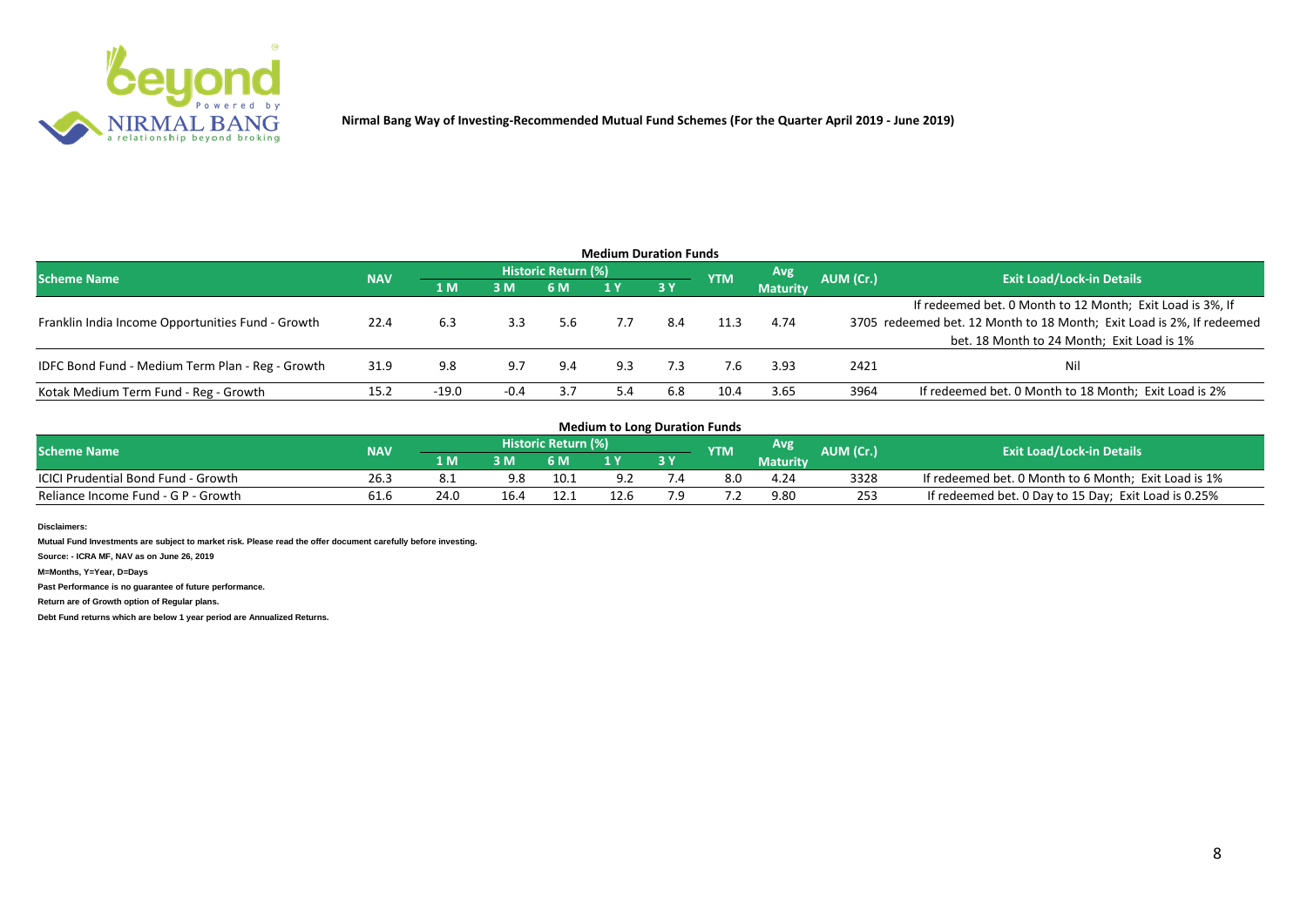Nirmal Bang Way of Investing-Recommended Mutual Fund Schemes (For the Quarter April 2019 - June 2019)

**Medium Duration Funds**

| Scheme Name | NAV | Historic Return (%) | | | | | YTM | Avg Maturity | AUM (Cr.) | Exit Load/Lock-in Details |
|---|---|---|---|---|---|---|---|---|---|---|
| | | 1 M | 3 M | 6 M | 1 Y | 3 Y | | | | |
| Franklin India Income Opportunities Fund - Growth | 22.4 | 6.3 | 3.3 | 5.6 | 7.7 | 8.4 | 11.3 | 4.74 | 3705 | If redeemed bet. 0 Month to 12 Month; Exit Load is 3%, If redeemed bet. 12 Month to 18 Month; Exit Load is 2%, If redeemed bet. 18 Month to 24 Month; Exit Load is 1% |
| IDFC Bond Fund - Medium Term Plan - Reg - Growth | 31.9 | 9.8 | 9.7 | 9.4 | 9.3 | 7.3 | 7.6 | 3.93 | 2421 | Nil |
| Kotak Medium Term Fund - Reg - Growth | 15.2 | -19.0 | -0.4 | 3.7 | 5.4 | 6.8 | 10.4 | 3.65 | 3964 | If redeemed bet. 0 Month to 18 Month; Exit Load is 2% |

**Medium to Long Duration Funds**

| Scheme Name | NAV | Historic Return (%) | | | | | YTM | Avg Maturity | AUM (Cr.) | Exit Load/Lock-in Details |
|---|---|---|---|---|---|---|---|---|---|---|
| | | 1 M | 3 M | 6 M | 1 Y | 3 Y | | | | |
| ICICI Prudential Bond Fund - Growth | 26.3 | 8.1 | 9.8 | 10.1 | 9.2 | 7.4 | 8.0 | 4.24 | 3328 | If redeemed bet. 0 Month to 6 Month; Exit Load is 1% |
| Reliance Income Fund - G P - Growth | 61.6 | 24.0 | 16.4 | 12.1 | 12.6 | 7.9 | 7.2 | 9.80 | 253 | If redeemed bet. 0 Day to 15 Day; Exit Load is 0.25% |

**Disclaimers:**

**Mutual Fund Investments are subject to market risk. Please read the offer document carefully before investing.**

**Source: - ICRA MF, NAV as on June 26, 2019**

**M=Months, Y=Year, D=Days**

**Past Performance is no guarantee of future performance.**

**Return are of Growth option of Regular plans.**

**Debt Fund returns which are below 1 year period are Annualized Returns.**